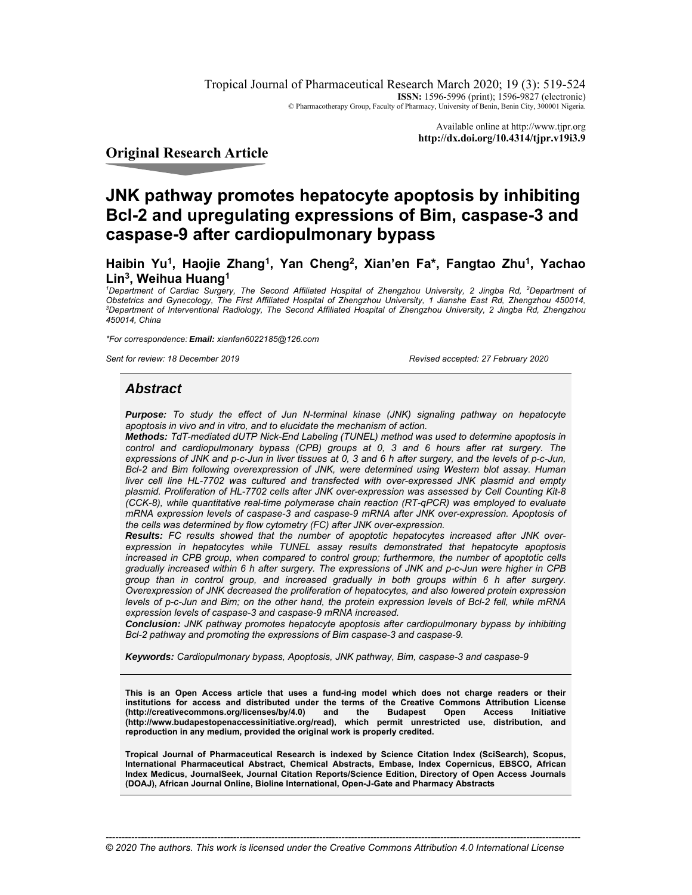Available online at http://www.tjpr.org
**http://dx.doi.org/10.4314/tjpr.v19i3.9**

## Original Research Article

# JNK pathway promotes hepatocyte apoptosis by inhibiting Bcl-2 and upregulating expressions of Bim, caspase-3 and caspase-9 after cardiopulmonary bypass

**Haibin Yu[1], Haojie Zhang[1], Yan Cheng[2], Xian'en Fa*, Fangtao Zhu[1], Yachao Lin[3], Weihua Huang[1]**

*[1]Department of Cardiac Surgery, The Second Affiliated Hospital of Zhengzhou University, 2 Jingba Rd, [2]Department of Obstetrics and Gynecology, The First Affiliated Hospital of Zhengzhou University, 1 Jianshe East Rd, Zhengzhou 450014, [3]Department of Interventional Radiology, The Second Affiliated Hospital of Zhengzhou University, 2 Jingba Rd, Zhengzhou 450014, China*

*\*For correspondence: **Email:** xianfan6022185@126.com*

*Sent for review: 18 December 2019* *Revised accepted: 27 February 2020*

## Abstract

***Purpose:*** *To study the effect of Jun N-terminal kinase (JNK) signaling pathway on hepatocyte apoptosis in vivo and in vitro, and to elucidate the mechanism of action.*

***Methods:*** *TdT-mediated dUTP Nick-End Labeling (TUNEL) method was used to determine apoptosis in control and cardiopulmonary bypass (CPB) groups at 0, 3 and 6 hours after rat surgery. The expressions of JNK and p-c-Jun in liver tissues at 0, 3 and 6 h after surgery, and the levels of p-c-Jun, Bcl-2 and Bim following overexpression of JNK, were determined using Western blot assay. Human liver cell line HL-7702 was cultured and transfected with over-expressed JNK plasmid and empty plasmid. Proliferation of HL-7702 cells after JNK over-expression was assessed by Cell Counting Kit-8 (CCK-8), while quantitative real-time polymerase chain reaction (RT-qPCR) was employed to evaluate mRNA expression levels of caspase-3 and caspase-9 mRNA after JNK over-expression. Apoptosis of the cells was determined by flow cytometry (FC) after JNK over-expression.*

***Results:*** *FC results showed that the number of apoptotic hepatocytes increased after JNK over-expression in hepatocytes while TUNEL assay results demonstrated that hepatocyte apoptosis increased in CPB group, when compared to control group; furthermore, the number of apoptotic cells gradually increased within 6 h after surgery. The expressions of JNK and p-c-Jun were higher in CPB group than in control group, and increased gradually in both groups within 6 h after surgery. Overexpression of JNK decreased the proliferation of hepatocytes, and also lowered protein expression levels of p-c-Jun and Bim; on the other hand, the protein expression levels of Bcl-2 fell, while mRNA expression levels of caspase-3 and caspase-9 mRNA increased.*

***Conclusion:*** *JNK pathway promotes hepatocyte apoptosis after cardiopulmonary bypass by inhibiting Bcl-2 pathway and promoting the expressions of Bim caspase-3 and caspase-9.*

***Keywords:*** *Cardiopulmonary bypass, Apoptosis, JNK pathway, Bim, caspase-3 and caspase-9*

**This is an Open Access article that uses a fund-ing model which does not charge readers or their institutions for access and distributed under the terms of the Creative Commons Attribution License (http://creativecommons.org/licenses/by/4.0) and the Budapest Open Access Initiative (http://www.budapestopenaccessinitiative.org/read), which permit unrestricted use, distribution, and reproduction in any medium, provided the original work is properly credited.**

**Tropical Journal of Pharmaceutical Research is indexed by Science Citation Index (SciSearch), Scopus, International Pharmaceutical Abstract, Chemical Abstracts, Embase, Index Copernicus, EBSCO, African Index Medicus, JournalSeek, Journal Citation Reports/Science Edition, Directory of Open Access Journals (DOAJ), African Journal Online, Bioline International, Open-J-Gate and Pharmacy Abstracts**

*© 2020 The authors. This work is licensed under the Creative Commons Attribution 4.0 International License*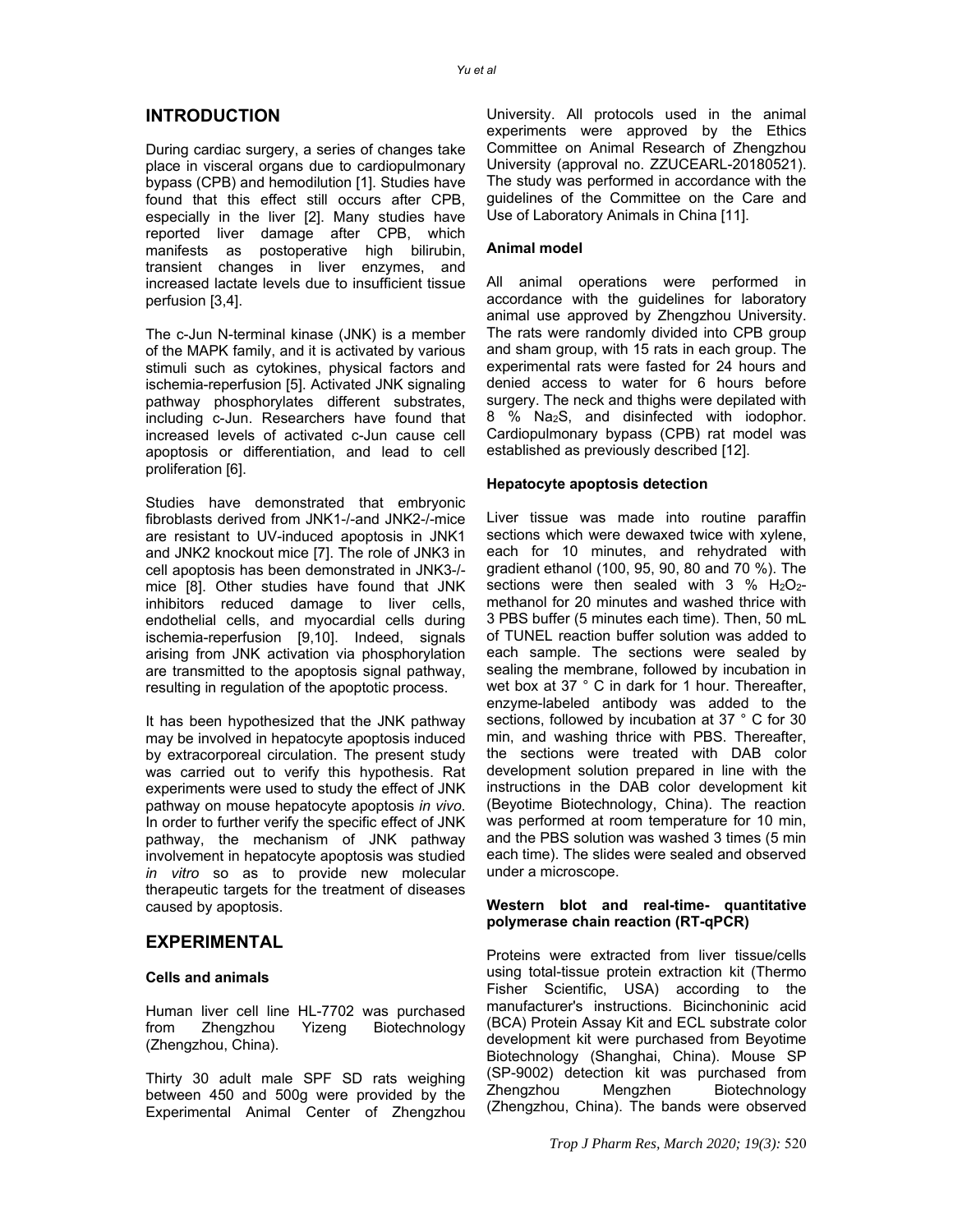## INTRODUCTION

During cardiac surgery, a series of changes take place in visceral organs due to cardiopulmonary bypass (CPB) and hemodilution [1]. Studies have found that this effect still occurs after CPB, especially in the liver [2]. Many studies have reported liver damage after CPB, which manifests as postoperative high bilirubin, transient changes in liver enzymes, and increased lactate levels due to insufficient tissue perfusion [3,4].

The c-Jun N-terminal kinase (JNK) is a member of the MAPK family, and it is activated by various stimuli such as cytokines, physical factors and ischemia-reperfusion [5]. Activated JNK signaling pathway phosphorylates different substrates, including c-Jun. Researchers have found that increased levels of activated c-Jun cause cell apoptosis or differentiation, and lead to cell proliferation [6].

Studies have demonstrated that embryonic fibroblasts derived from JNK1-/-and JNK2-/-mice are resistant to UV-induced apoptosis in JNK1 and JNK2 knockout mice [7]. The role of JNK3 in cell apoptosis has been demonstrated in JNK3-/- mice [8]. Other studies have found that JNK inhibitors reduced damage to liver cells, endothelial cells, and myocardial cells during ischemia-reperfusion [9,10]. Indeed, signals arising from JNK activation via phosphorylation are transmitted to the apoptosis signal pathway, resulting in regulation of the apoptotic process.

It has been hypothesized that the JNK pathway may be involved in hepatocyte apoptosis induced by extracorporeal circulation. The present study was carried out to verify this hypothesis. Rat experiments were used to study the effect of JNK pathway on mouse hepatocyte apoptosis *in vivo.* In order to further verify the specific effect of JNK pathway, the mechanism of JNK pathway involvement in hepatocyte apoptosis was studied *in vitro* so as to provide new molecular therapeutic targets for the treatment of diseases caused by apoptosis.

## EXPERIMENTAL

### Cells and animals

Human liver cell line HL-7702 was purchased from Zhengzhou Yizeng Biotechnology (Zhengzhou, China).

Thirty 30 adult male SPF SD rats weighing between 450 and 500g were provided by the Experimental Animal Center of Zhengzhou University. All protocols used in the animal experiments were approved by the Ethics Committee on Animal Research of Zhengzhou University (approval no. ZZUCEARL-20180521). The study was performed in accordance with the guidelines of the Committee on the Care and Use of Laboratory Animals in China [11].

### Animal model

All animal operations were performed in accordance with the guidelines for laboratory animal use approved by Zhengzhou University. The rats were randomly divided into CPB group and sham group, with 15 rats in each group. The experimental rats were fasted for 24 hours and denied access to water for 6 hours before surgery. The neck and thighs were depilated with 8 % $Na_2S$, and disinfected with iodophor. Cardiopulmonary bypass (CPB) rat model was established as previously described [12].

### Hepatocyte apoptosis detection

Liver tissue was made into routine paraffin sections which were dewaxed twice with xylene, each for 10 minutes, and rehydrated with gradient ethanol (100, 95, 90, 80 and 70 %). The sections were then sealed with 3 % $H_2O_2$-methanol for 20 minutes and washed thrice with 3 PBS buffer (5 minutes each time). Then, 50 mL of TUNEL reaction buffer solution was added to each sample. The sections were sealed by sealing the membrane, followed by incubation in wet box at 37 ° C in dark for 1 hour. Thereafter, enzyme-labeled antibody was added to the sections, followed by incubation at 37 ° C for 30 min, and washing thrice with PBS. Thereafter, the sections were treated with DAB color development solution prepared in line with the instructions in the DAB color development kit (Beyotime Biotechnology, China). The reaction was performed at room temperature for 10 min, and the PBS solution was washed 3 times (5 min each time). The slides were sealed and observed under a microscope.

### Western blot and real-time- quantitative polymerase chain reaction (RT-qPCR)

Proteins were extracted from liver tissue/cells using total-tissue protein extraction kit (Thermo Fisher Scientific, USA) according to the manufacturer's instructions. Bicinchoninic acid (BCA) Protein Assay Kit and ECL substrate color development kit were purchased from Beyotime Biotechnology (Shanghai, China). Mouse SP (SP-9002) detection kit was purchased from Zhengzhou Mengzhen Biotechnology (Zhengzhou, China). The bands were observed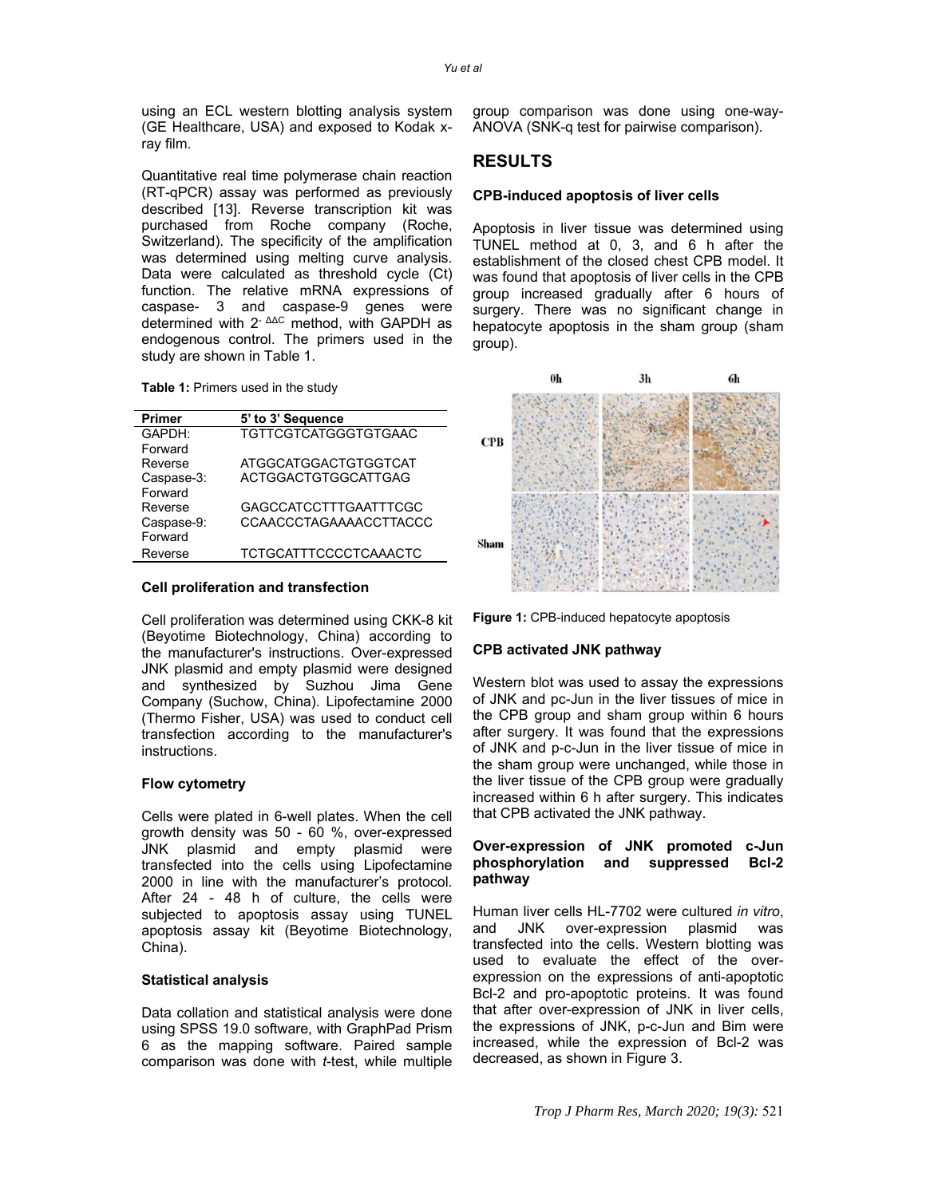using an ECL western blotting analysis system (GE Healthcare, USA) and exposed to Kodak x-ray film.

Quantitative real time polymerase chain reaction (RT-qPCR) assay was performed as previously described [13]. Reverse transcription kit was purchased from Roche company (Roche, Switzerland). The specificity of the amplification was determined using melting curve analysis. Data were calculated as threshold cycle (Ct) function. The relative mRNA expressions of caspase- 3 and caspase-9 genes were determined with $2^{-\Delta\Delta C}$ method, with GAPDH as endogenous control. The primers used in the study are shown in Table 1.

**Table 1:** Primers used in the study

| Primer | 5' to 3' Sequence |
|---|---|
| GAPDH: Forward | TGTTCGTCATGGGTGTGAAC |
| Reverse | ATGGCATGGACTGTGGTCAT |
| Caspase-3: Forward | ACTGGACTGTGGCATTGAG |
| Reverse | GAGCCATCCTTTGAATTTCGC |
| Caspase-9: Forward | CCAACCCTAGAAAACCTTACCC |
| Reverse | TCTGCATTTCCCCTCAAACTC |

### Cell proliferation and transfection

Cell proliferation was determined using CKK-8 kit (Beyotime Biotechnology, China) according to the manufacturer's instructions. Over-expressed JNK plasmid and empty plasmid were designed and synthesized by Suzhou Jima Gene Company (Suchow, China). Lipofectamine 2000 (Thermo Fisher, USA) was used to conduct cell transfection according to the manufacturer's instructions.

### Flow cytometry

Cells were plated in 6-well plates. When the cell growth density was 50 - 60 %, over-expressed JNK plasmid and empty plasmid were transfected into the cells using Lipofectamine 2000 in line with the manufacturer's protocol. After 24 - 48 h of culture, the cells were subjected to apoptosis assay using TUNEL apoptosis assay kit (Beyotime Biotechnology, China).

### Statistical analysis

Data collation and statistical analysis were done using SPSS 19.0 software, with GraphPad Prism 6 as the mapping software. Paired sample comparison was done with *t*-test, while multiple group comparison was done using one-way-ANOVA (SNK-q test for pairwise comparison).

## RESULTS

### CPB-induced apoptosis of liver cells

Apoptosis in liver tissue was determined using TUNEL method at 0, 3, and 6 h after the establishment of the closed chest CPB model. It was found that apoptosis of liver cells in the CPB group increased gradually after 6 hours of surgery. There was no significant change in hepatocyte apoptosis in the sham group (sham group).

**Figure 1:** CPB-induced hepatocyte apoptosis

### CPB activated JNK pathway

Western blot was used to assay the expressions of JNK and pc-Jun in the liver tissues of mice in the CPB group and sham group within 6 hours after surgery. It was found that the expressions of JNK and p-c-Jun in the liver tissue of mice in the sham group were unchanged, while those in the liver tissue of the CPB group were gradually increased within 6 h after surgery. This indicates that CPB activated the JNK pathway.

### Over-expression of JNK promoted c-Jun phosphorylation and suppressed Bcl-2 pathway

Human liver cells HL-7702 were cultured *in vitro*, and JNK over-expression plasmid was transfected into the cells. Western blotting was used to evaluate the effect of the over-expression on the expressions of anti-apoptotic Bcl-2 and pro-apoptotic proteins. It was found that after over-expression of JNK in liver cells, the expressions of JNK, p-c-Jun and Bim were increased, while the expression of Bcl-2 was decreased, as shown in Figure 3.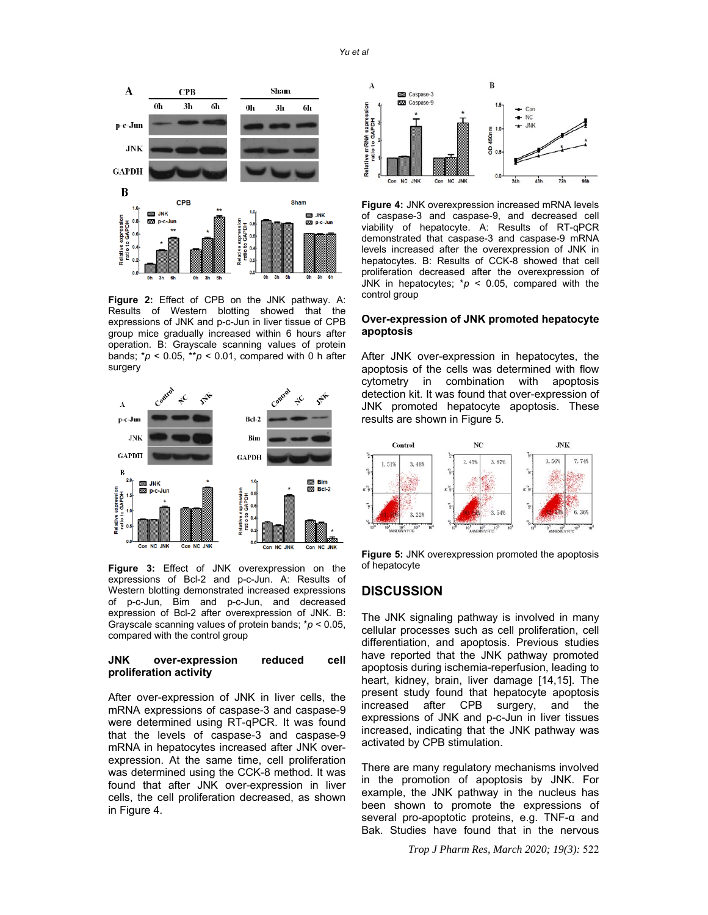**Figure 2:** Effect of CPB on the JNK pathway. A: Results of Western blotting showed that the expressions of JNK and p-c-Jun in liver tissue of CPB group mice gradually increased within 6 hours after operation. B: Grayscale scanning values of protein bands; *$p < 0.05$, **$p < 0.01$, compared with 0 h after surgery

**Figure 3:** Effect of JNK overexpression on the expressions of Bcl-2 and p-c-Jun. A: Results of Western blotting demonstrated increased expressions of p-c-Jun, Bim and p-c-Jun, and decreased expression of Bcl-2 after overexpression of JNK. B: Grayscale scanning values of protein bands; *$p < 0.05$, compared with the control group

### JNK over-expression reduced cell proliferation activity

After over-expression of JNK in liver cells, the mRNA expressions of caspase-3 and caspase-9 were determined using RT-qPCR. It was found that the levels of caspase-3 and caspase-9 mRNA in hepatocytes increased after JNK over-expression. At the same time, cell proliferation was determined using the CCK-8 method. It was found that after JNK over-expression in liver cells, the cell proliferation decreased, as shown in Figure 4.

**Figure 4:** JNK overexpression increased mRNA levels of caspase-3 and caspase-9, and decreased cell viability of hepatocyte. A: Results of RT-qPCR demonstrated that caspase-3 and caspase-9 mRNA levels increased after the overexpression of JNK in hepatocytes. B: Results of CCK-8 showed that cell proliferation decreased after the overexpression of JNK in hepatocytes; *$p < 0.05$, compared with the control group

### Over-expression of JNK promoted hepatocyte apoptosis

After JNK over-expression in hepatocytes, the apoptosis of the cells was determined with flow cytometry in combination with apoptosis detection kit. It was found that over-expression of JNK promoted hepatocyte apoptosis. These results are shown in Figure 5.

**Figure 5:** JNK overexpression promoted the apoptosis of hepatocyte

## DISCUSSION

The JNK signaling pathway is involved in many cellular processes such as cell proliferation, cell differentiation, and apoptosis. Previous studies have reported that the JNK pathway promoted apoptosis during ischemia-reperfusion, leading to heart, kidney, brain, liver damage [14,15]. The present study found that hepatocyte apoptosis increased after CPB surgery, and the expressions of JNK and p-c-Jun in liver tissues increased, indicating that the JNK pathway was activated by CPB stimulation.

There are many regulatory mechanisms involved in the promotion of apoptosis by JNK. For example, the JNK pathway in the nucleus has been shown to promote the expressions of several pro-apoptotic proteins, e.g. TNF-α and Bak. Studies have found that in the nervous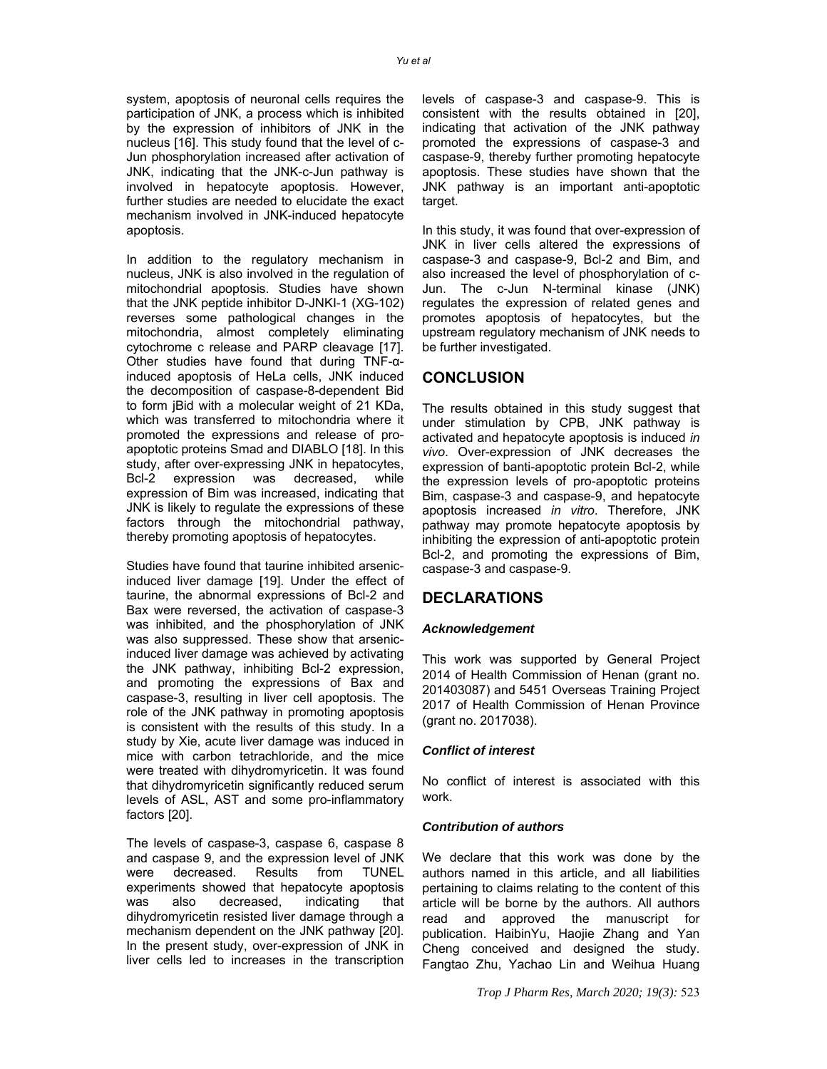system, apoptosis of neuronal cells requires the participation of JNK, a process which is inhibited by the expression of inhibitors of JNK in the nucleus [16]. This study found that the level of c-Jun phosphorylation increased after activation of JNK, indicating that the JNK-c-Jun pathway is involved in hepatocyte apoptosis. However, further studies are needed to elucidate the exact mechanism involved in JNK-induced hepatocyte apoptosis.

In addition to the regulatory mechanism in nucleus, JNK is also involved in the regulation of mitochondrial apoptosis. Studies have shown that the JNK peptide inhibitor D-JNKI-1 (XG-102) reverses some pathological changes in the mitochondria, almost completely eliminating cytochrome c release and PARP cleavage [17]. Other studies have found that during TNF-α-induced apoptosis of HeLa cells, JNK induced the decomposition of caspase-8-dependent Bid to form jBid with a molecular weight of 21 KDa, which was transferred to mitochondria where it promoted the expressions and release of pro-apoptotic proteins Smad and DIABLO [18]. In this study, after over-expressing JNK in hepatocytes, Bcl-2 expression was decreased, while expression of Bim was increased, indicating that JNK is likely to regulate the expressions of these factors through the mitochondrial pathway, thereby promoting apoptosis of hepatocytes.

Studies have found that taurine inhibited arsenic-induced liver damage [19]. Under the effect of taurine, the abnormal expressions of Bcl-2 and Bax were reversed, the activation of caspase-3 was inhibited, and the phosphorylation of JNK was also suppressed. These show that arsenic-induced liver damage was achieved by activating the JNK pathway, inhibiting Bcl-2 expression, and promoting the expressions of Bax and caspase-3, resulting in liver cell apoptosis. The role of the JNK pathway in promoting apoptosis is consistent with the results of this study. In a study by Xie, acute liver damage was induced in mice with carbon tetrachloride, and the mice were treated with dihydromyricetin. It was found that dihydromyricetin significantly reduced serum levels of ASL, AST and some pro-inflammatory factors [20].

The levels of caspase-3, caspase 6, caspase 8 and caspase 9, and the expression level of JNK were decreased. Results from TUNEL experiments showed that hepatocyte apoptosis was also decreased, indicating that dihydromyricetin resisted liver damage through a mechanism dependent on the JNK pathway [20]. In the present study, over-expression of JNK in liver cells led to increases in the transcription levels of caspase-3 and caspase-9. This is consistent with the results obtained in [20], indicating that activation of the JNK pathway promoted the expressions of caspase-3 and caspase-9, thereby further promoting hepatocyte apoptosis. These studies have shown that the JNK pathway is an important anti-apoptotic target.

In this study, it was found that over-expression of JNK in liver cells altered the expressions of caspase-3 and caspase-9, Bcl-2 and Bim, and also increased the level of phosphorylation of c-Jun. The c-Jun N-terminal kinase (JNK) regulates the expression of related genes and promotes apoptosis of hepatocytes, but the upstream regulatory mechanism of JNK needs to be further investigated.

## CONCLUSION

The results obtained in this study suggest that under stimulation by CPB, JNK pathway is activated and hepatocyte apoptosis is induced *in vivo*. Over-expression of JNK decreases the expression of banti-apoptotic protein Bcl-2, while the expression levels of pro-apoptotic proteins Bim, caspase-3 and caspase-9, and hepatocyte apoptosis increased *in vitro*. Therefore, JNK pathway may promote hepatocyte apoptosis by inhibiting the expression of anti-apoptotic protein Bcl-2, and promoting the expressions of Bim, caspase-3 and caspase-9.

## DECLARATIONS

### *Acknowledgement*

This work was supported by General Project 2014 of Health Commission of Henan (grant no. 201403087) and 5451 Overseas Training Project 2017 of Health Commission of Henan Province (grant no. 2017038).

### *Conflict of interest*

No conflict of interest is associated with this work.

### *Contribution of authors*

We declare that this work was done by the authors named in this article, and all liabilities pertaining to claims relating to the content of this article will be borne by the authors. All authors read and approved the manuscript for publication. HaibinYu, Haojie Zhang and Yan Cheng conceived and designed the study. Fangtao Zhu, Yachao Lin and Weihua Huang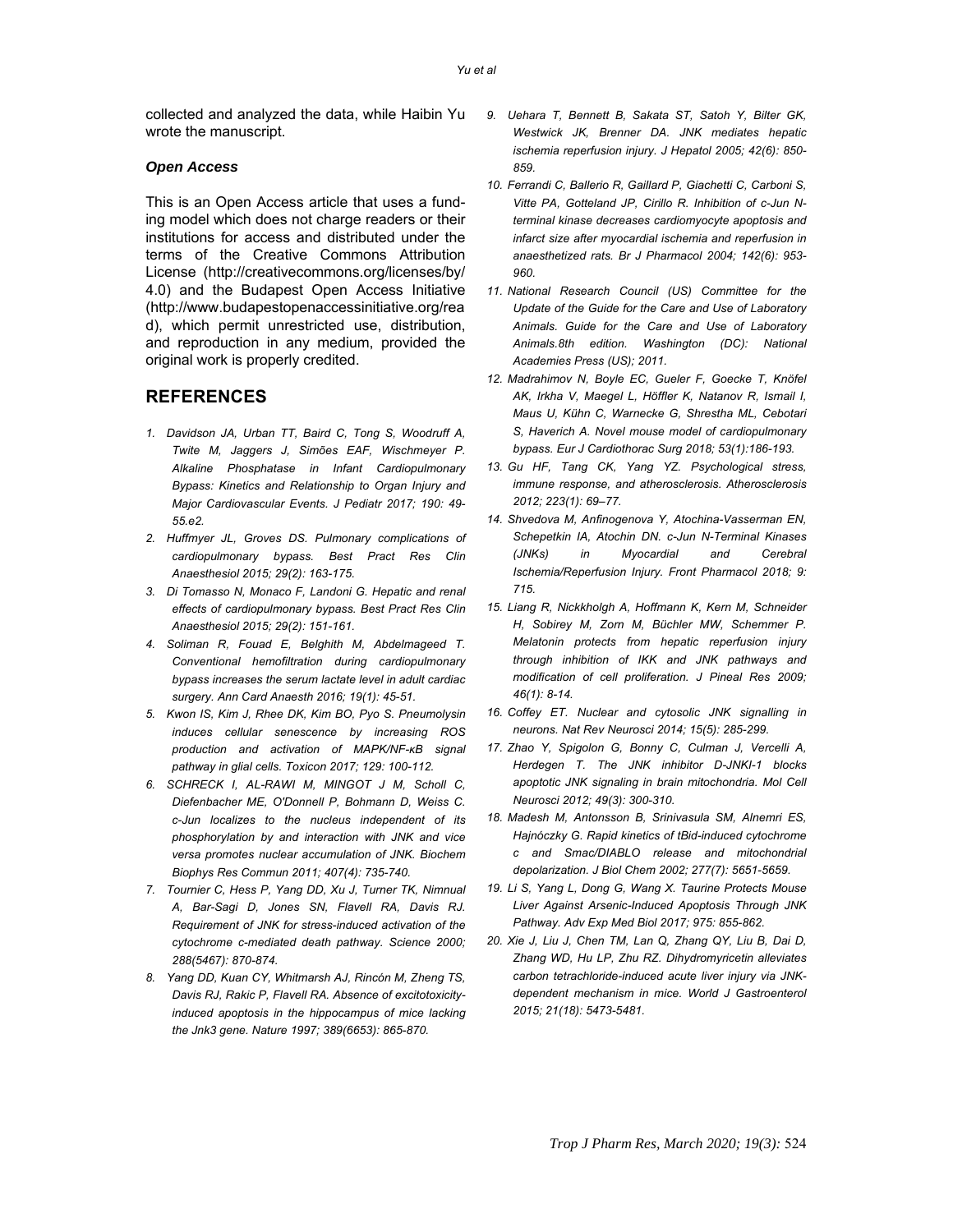collected and analyzed the data, while Haibin Yu wrote the manuscript.

### *Open Access*

This is an Open Access article that uses a funding model which does not charge readers or their institutions for access and distributed under the terms of the Creative Commons Attribution License (http://creativecommons.org/licenses/by/4.0) and the Budapest Open Access Initiative (http://www.budapestopenaccessinitiative.org/read), which permit unrestricted use, distribution, and reproduction in any medium, provided the original work is properly credited.

## REFERENCES

1. *Davidson JA, Urban TT, Baird C, Tong S, Woodruff A, Twite M, Jaggers J, Simões EAF, Wischmeyer P. Alkaline Phosphatase in Infant Cardiopulmonary Bypass: Kinetics and Relationship to Organ Injury and Major Cardiovascular Events. J Pediatr 2017; 190: 49-55.e2.*
2. *Huffmyer JL, Groves DS. Pulmonary complications of cardiopulmonary bypass. Best Pract Res Clin Anaesthesiol 2015; 29(2): 163-175.*
3. *Di Tomasso N, Monaco F, Landoni G. Hepatic and renal effects of cardiopulmonary bypass. Best Pract Res Clin Anaesthesiol 2015; 29(2): 151-161.*
4. *Soliman R, Fouad E, Belghith M, Abdelmageed T. Conventional hemofiltration during cardiopulmonary bypass increases the serum lactate level in adult cardiac surgery. Ann Card Anaesth 2016; 19(1): 45-51.*
5. *Kwon IS, Kim J, Rhee DK, Kim BO, Pyo S. Pneumolysin induces cellular senescence by increasing ROS production and activation of MAPK/NF-κB signal pathway in glial cells. Toxicon 2017; 129: 100-112.*
6. *SCHRECK I, AL-RAWI M, MINGOT J M, Scholl C, Diefenbacher ME, O'Donnell P, Bohmann D, Weiss C. c-Jun localizes to the nucleus independent of its phosphorylation by and interaction with JNK and vice versa promotes nuclear accumulation of JNK. Biochem Biophys Res Commun 2011; 407(4): 735-740.*
7. *Tournier C, Hess P, Yang DD, Xu J, Turner TK, Nimnual A, Bar-Sagi D, Jones SN, Flavell RA, Davis RJ. Requirement of JNK for stress-induced activation of the cytochrome c-mediated death pathway. Science 2000; 288(5467): 870-874.*
8. *Yang DD, Kuan CY, Whitmarsh AJ, Rincón M, Zheng TS, Davis RJ, Rakic P, Flavell RA. Absence of excitotoxicity-induced apoptosis in the hippocampus of mice lacking the Jnk3 gene. Nature 1997; 389(6653): 865-870.*
9. *Uehara T, Bennett B, Sakata ST, Satoh Y, Bilter GK, Westwick JK, Brenner DA. JNK mediates hepatic ischemia reperfusion injury. J Hepatol 2005; 42(6): 850-859.*
10. *Ferrandi C, Ballerio R, Gaillard P, Giachetti C, Carboni S, Vitte PA, Gotteland JP, Cirillo R. Inhibition of c-Jun N-terminal kinase decreases cardiomyocyte apoptosis and infarct size after myocardial ischemia and reperfusion in anaesthetized rats. Br J Pharmacol 2004; 142(6): 953-960.*
11. *National Research Council (US) Committee for the Update of the Guide for the Care and Use of Laboratory Animals. Guide for the Care and Use of Laboratory Animals.8th edition. Washington (DC): National Academies Press (US); 2011.*
12. *Madrahimov N, Boyle EC, Gueler F, Goecke T, Knöfel AK, Irkha V, Maegel L, Höffler K, Natanov R, Ismail I, Maus U, Kühn C, Warnecke G, Shrestha ML, Cebotari S, Haverich A. Novel mouse model of cardiopulmonary bypass. Eur J Cardiothorac Surg 2018; 53(1):186-193.*
13. *Gu HF, Tang CK, Yang YZ. Psychological stress, immune response, and atherosclerosis. Atherosclerosis 2012; 223(1): 69–77.*
14. *Shvedova M, Anfinogenova Y, Atochina-Vasserman EN, Schepetkin IA, Atochin DN. c-Jun N-Terminal Kinases (JNKs) in Myocardial and Cerebral Ischemia/Reperfusion Injury. Front Pharmacol 2018; 9: 715.*
15. *Liang R, Nickkholgh A, Hoffmann K, Kern M, Schneider H, Sobirey M, Zorn M, Büchler MW, Schemmer P. Melatonin protects from hepatic reperfusion injury through inhibition of IKK and JNK pathways and modification of cell proliferation. J Pineal Res 2009; 46(1): 8-14.*
16. *Coffey ET. Nuclear and cytosolic JNK signalling in neurons. Nat Rev Neurosci 2014; 15(5): 285-299.*
17. *Zhao Y, Spigolon G, Bonny C, Culman J, Vercelli A, Herdegen T. The JNK inhibitor D-JNKI-1 blocks apoptotic JNK signaling in brain mitochondria. Mol Cell Neurosci 2012; 49(3): 300-310.*
18. *Madesh M, Antonsson B, Srinivasula SM, Alnemri ES, Hajnóczky G. Rapid kinetics of tBid-induced cytochrome c and Smac/DIABLO release and mitochondrial depolarization. J Biol Chem 2002; 277(7): 5651-5659.*
19. *Li S, Yang L, Dong G, Wang X. Taurine Protects Mouse Liver Against Arsenic-Induced Apoptosis Through JNK Pathway. Adv Exp Med Biol 2017; 975: 855-862.*
20. *Xie J, Liu J, Chen TM, Lan Q, Zhang QY, Liu B, Dai D, Zhang WD, Hu LP, Zhu RZ. Dihydromyricetin alleviates carbon tetrachloride-induced acute liver injury via JNK-dependent mechanism in mice. World J Gastroenterol 2015; 21(18): 5473-5481.*